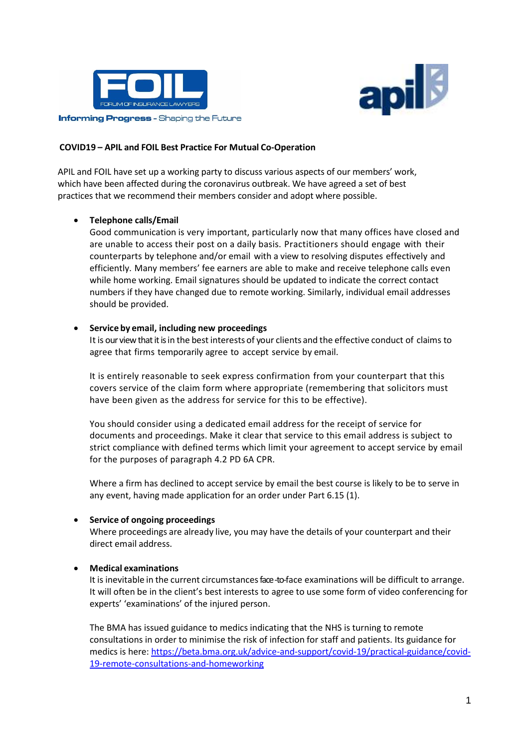FOIL

FORUM OF INSURANCE LAWYERS

Informing Progress - Shaping the Future

apil

**COVID19 – APIL and FOIL Best Practice For Mutual Co-Operation**

APIL and FOIL have set up a working party to discuss various aspects of our members' work, which have been affected during the coronavirus outbreak. We have agreed a set of best practices that we recommend their members consider and adopt where possible.

- **Telephone calls/Email**
  Good communication is very important, particularly now that many offices have closed and are unable to access their post on a daily basis. Practitioners should engage with their counterparts by telephone and/or email with a view to resolving disputes effectively and efficiently. Many members' fee earners are able to make and receive telephone calls even while home working. Email signatures should be updated to indicate the correct contact numbers if they have changed due to remote working. Similarly, individual email addresses should be provided.

- **Service by email, including new proceedings**
  It is our view that it is in the best interests of your clients and the effective conduct of claims to agree that firms temporarily agree to accept service by email.

  It is entirely reasonable to seek express confirmation from your counterpart that this covers service of the claim form where appropriate (remembering that solicitors must have been given as the address for service for this to be effective).

  You should consider using a dedicated email address for the receipt of service for documents and proceedings. Make it clear that service to this email address is subject to strict compliance with defined terms which limit your agreement to accept service by email for the purposes of paragraph 4.2 PD 6A CPR.

  Where a firm has declined to accept service by email the best course is likely to be to serve in any event, having made application for an order under Part 6.15 (1).

- **Service of ongoing proceedings**
  Where proceedings are already live, you may have the details of your counterpart and their direct email address.

- **Medical examinations**
  It is inevitable in the current circumstances face-to-face examinations will be difficult to arrange. It will often be in the client's best interests to agree to use some form of video conferencing for experts' 'examinations' of the injured person.

  The BMA has issued guidance to medics indicating that the NHS is turning to remote consultations in order to minimise the risk of infection for staff and patients. Its guidance for medics is here: [https://beta.bma.org.uk/advice-and-support/covid-19/practical-guidance/covid-19-remote-consultations-and-homeworking](https://beta.bma.org.uk/advice-and-support/covid-19/practical-guidance/covid-19-remote-consultations-and-homeworking)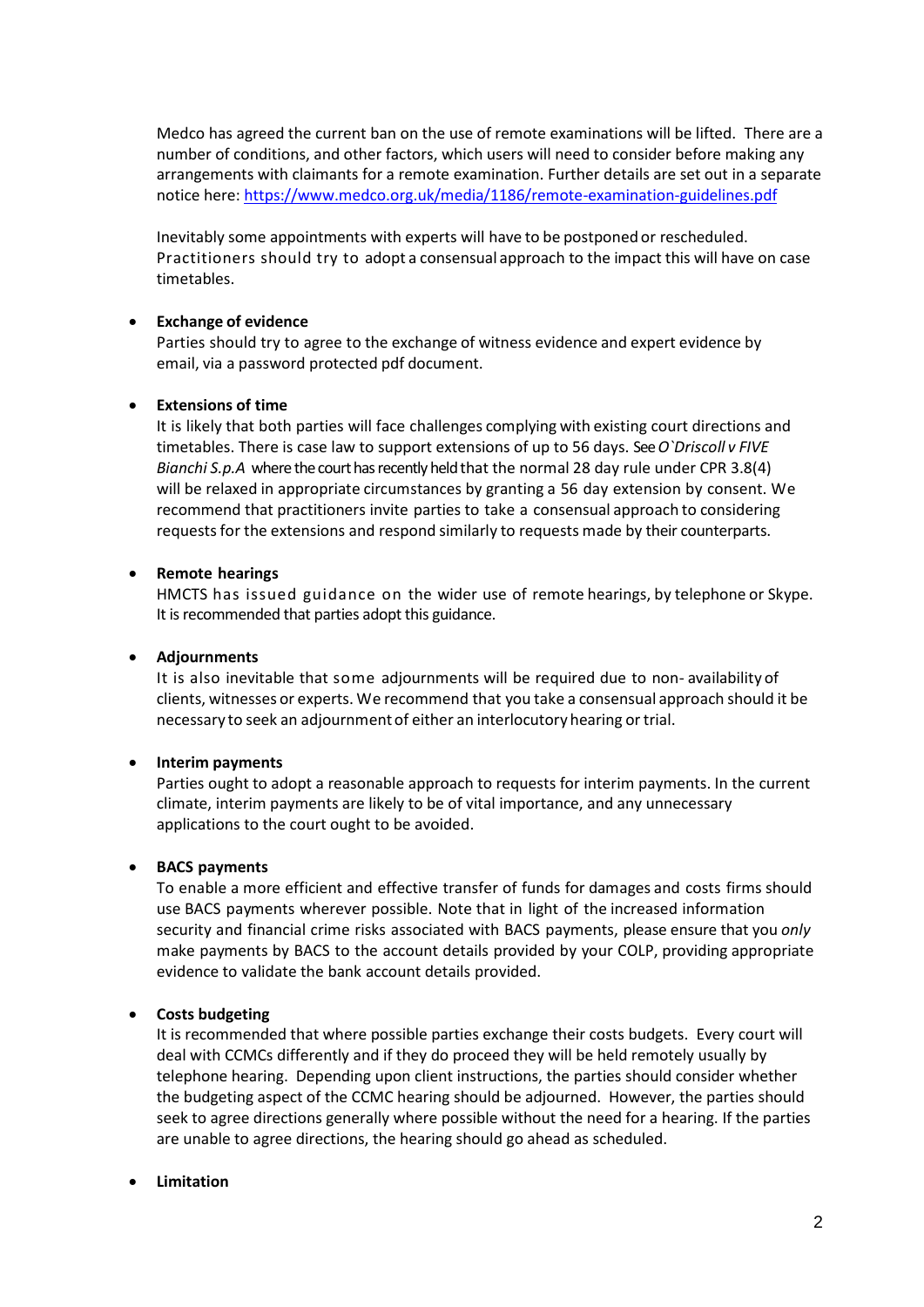Medco has agreed the current ban on the use of remote examinations will be lifted. There are a number of conditions, and other factors, which users will need to consider before making any arrangements with claimants for a remote examination. Further details are set out in a separate notice here: [https://www.medco.org.uk/media/1186/remote-examination-guidelines.pdf](https://www.medco.org.uk/media/1186/remote-examination-guidelines.pdf)

Inevitably some appointments with experts will have to be postponed or rescheduled. Practitioners should try to adopt a consensual approach to the impact this will have on case timetables.

- **Exchange of evidence**
  Parties should try to agree to the exchange of witness evidence and expert evidence by email, via a password protected pdf document.

- **Extensions of time**
  It is likely that both parties will face challenges complying with existing court directions and timetables. There is case law to support extensions of up to 56 days. See *O`Driscoll v FIVE Bianchi S.p.A* where the court has recently held that the normal 28 day rule under CPR 3.8(4) will be relaxed in appropriate circumstances by granting a 56 day extension by consent. We recommend that practitioners invite parties to take a consensual approach to considering requests for the extensions and respond similarly to requests made by their counterparts.

- **Remote hearings**
  HMCTS has issued guidance on the wider use of remote hearings, by telephone or Skype. It is recommended that parties adopt this guidance.

- **Adjournments**
  It is also inevitable that some adjournments will be required due to non- availability of clients, witnesses or experts. We recommend that you take a consensual approach should it be necessary to seek an adjournment of either an interlocutory hearing or trial.

- **Interim payments**
  Parties ought to adopt a reasonable approach to requests for interim payments. In the current climate, interim payments are likely to be of vital importance, and any unnecessary applications to the court ought to be avoided.

- **BACS payments**
  To enable a more efficient and effective transfer of funds for damages and costs firms should use BACS payments wherever possible. Note that in light of the increased information security and financial crime risks associated with BACS payments, please ensure that you *only* make payments by BACS to the account details provided by your COLP, providing appropriate evidence to validate the bank account details provided.

- **Costs budgeting**
  It is recommended that where possible parties exchange their costs budgets. Every court will deal with CCMCs differently and if they do proceed they will be held remotely usually by telephone hearing. Depending upon client instructions, the parties should consider whether the budgeting aspect of the CCMC hearing should be adjourned. However, the parties should seek to agree directions generally where possible without the need for a hearing. If the parties are unable to agree directions, the hearing should go ahead as scheduled.

- **Limitation**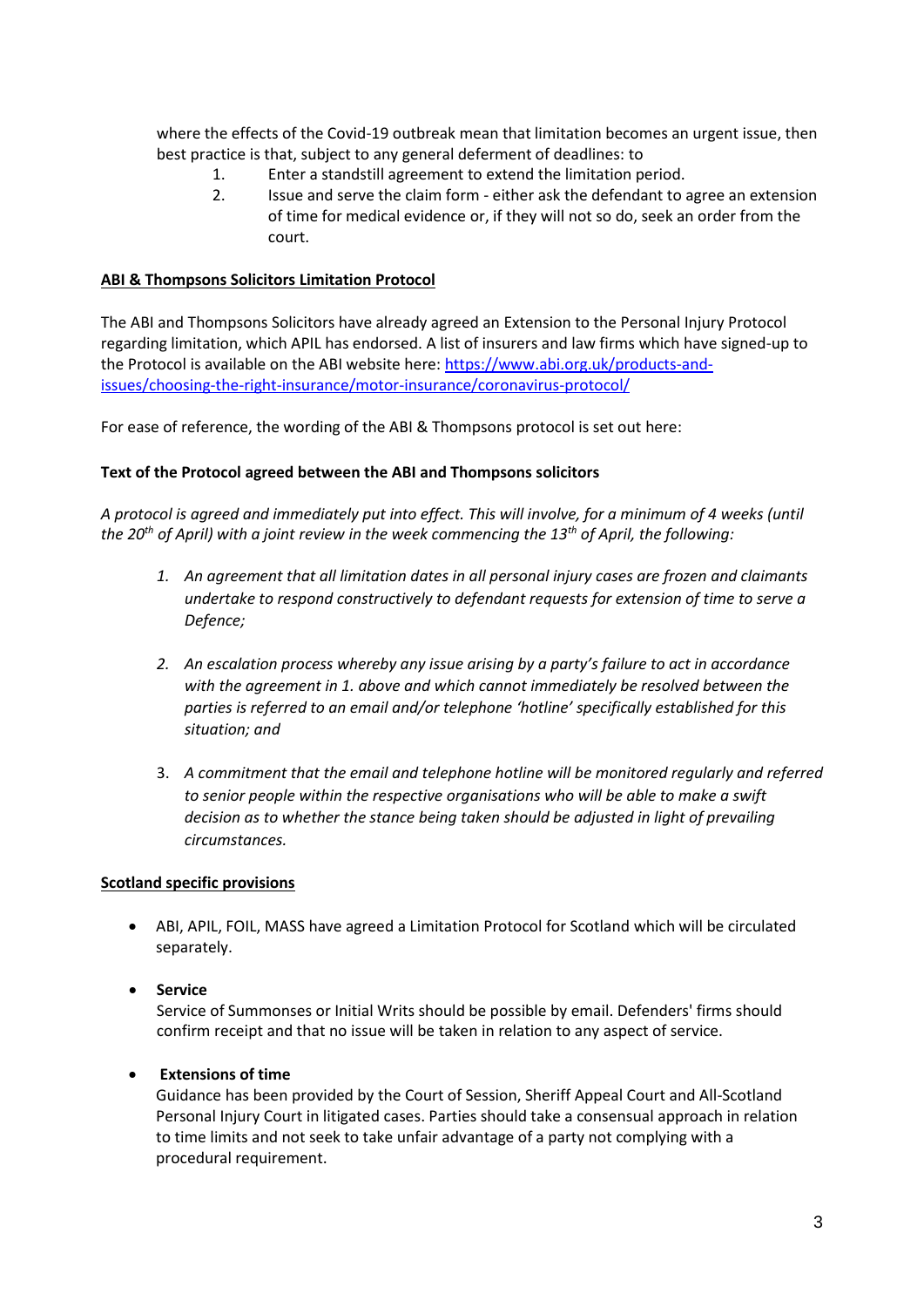where the effects of the Covid-19 outbreak mean that limitation becomes an urgent issue, then best practice is that, subject to any general deferment of deadlines: to

1. Enter a standstill agreement to extend the limitation period.
2. Issue and serve the claim form - either ask the defendant to agree an extension of time for medical evidence or, if they will not so do, seek an order from the court.

**ABI & Thompsons Solicitors Limitation Protocol**

The ABI and Thompsons Solicitors have already agreed an Extension to the Personal Injury Protocol regarding limitation, which APIL has endorsed. A list of insurers and law firms which have signed-up to the Protocol is available on the ABI website here: [https://www.abi.org.uk/products-and-issues/choosing-the-right-insurance/motor-insurance/coronavirus-protocol/](https://www.abi.org.uk/products-and-issues/choosing-the-right-insurance/motor-insurance/coronavirus-protocol/)

For ease of reference, the wording of the ABI & Thompsons protocol is set out here:

**Text of the Protocol agreed between the ABI and Thompsons solicitors**

*A protocol is agreed and immediately put into effect. This will involve, for a minimum of 4 weeks (until the 20th of April) with a joint review in the week commencing the 13th of April, the following:*

1. *An agreement that all limitation dates in all personal injury cases are frozen and claimants undertake to respond constructively to defendant requests for extension of time to serve a Defence;*

2. *An escalation process whereby any issue arising by a party's failure to act in accordance with the agreement in 1. above and which cannot immediately be resolved between the parties is referred to an email and/or telephone 'hotline' specifically established for this situation; and*

3. *A commitment that the email and telephone hotline will be monitored regularly and referred to senior people within the respective organisations who will be able to make a swift decision as to whether the stance being taken should be adjusted in light of prevailing circumstances.*

**Scotland specific provisions**

- ABI, APIL, FOIL, MASS have agreed a Limitation Protocol for Scotland which will be circulated separately.

- **Service**
  Service of Summonses or Initial Writs should be possible by email. Defenders' firms should confirm receipt and that no issue will be taken in relation to any aspect of service.

- **Extensions of time**
  Guidance has been provided by the Court of Session, Sheriff Appeal Court and All-Scotland Personal Injury Court in litigated cases. Parties should take a consensual approach in relation to time limits and not seek to take unfair advantage of a party not complying with a procedural requirement.